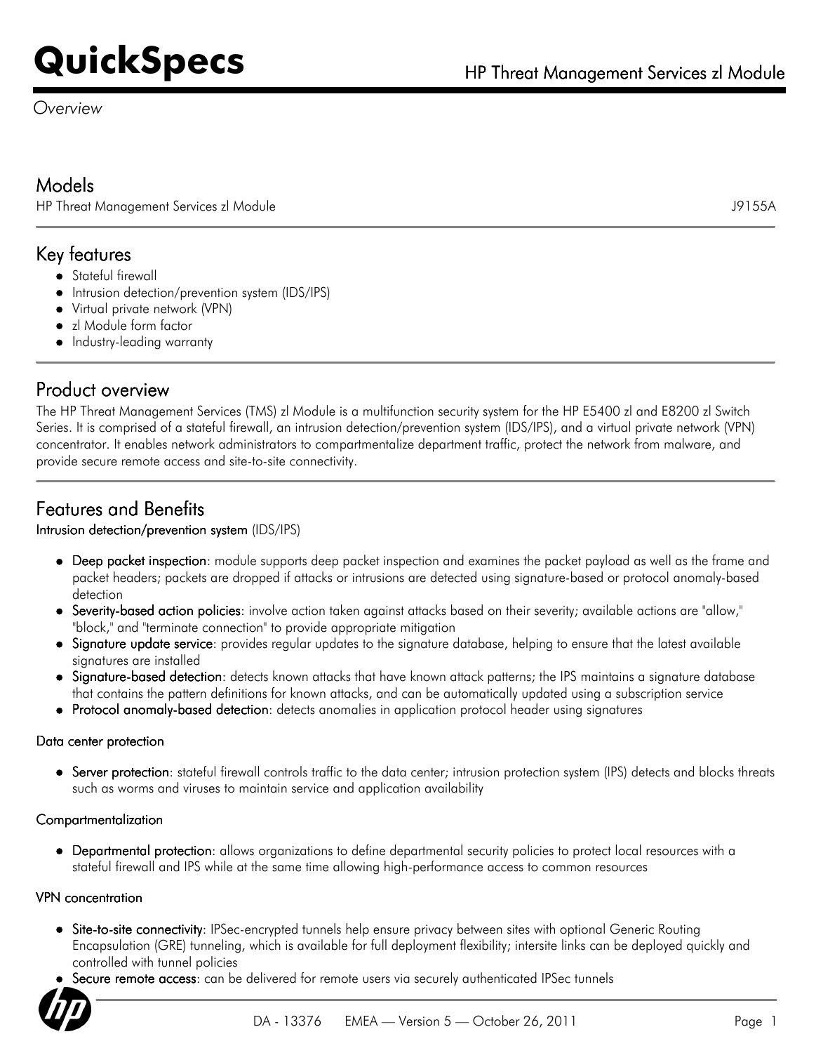# QuickSpecs

## HP Threat Management Services zl Module

*Overview*

## Models

HP Threat Management Services zl Module J9155A

## Key features

- Stateful firewall
- Intrusion detection/prevention system (IDS/IPS)
- Virtual private network (VPN)
- zl Module form factor
- Industry-leading warranty

## Product overview

The HP Threat Management Services (TMS) zl Module is a multifunction security system for the HP E5400 zl and E8200 zl Switch Series. It is comprised of a stateful firewall, an intrusion detection/prevention system (IDS/IPS), and a virtual private network (VPN) concentrator. It enables network administrators to compartmentalize department traffic, protect the network from malware, and provide secure remote access and site-to-site connectivity.

## Features and Benefits

### Intrusion detection/prevention system (IDS/IPS)

- **Deep packet inspection**: module supports deep packet inspection and examines the packet payload as well as the frame and packet headers; packets are dropped if attacks or intrusions are detected using signature-based or protocol anomaly-based detection
- **Severity-based action policies**: involve action taken against attacks based on their severity; available actions are "allow," "block," and "terminate connection" to provide appropriate mitigation
- **Signature update service**: provides regular updates to the signature database, helping to ensure that the latest available signatures are installed
- **Signature-based detection**: detects known attacks that have known attack patterns; the IPS maintains a signature database that contains the pattern definitions for known attacks, and can be automatically updated using a subscription service
- **Protocol anomaly-based detection**: detects anomalies in application protocol header using signatures

### Data center protection

- **Server protection**: stateful firewall controls traffic to the data center; intrusion protection system (IPS) detects and blocks threats such as worms and viruses to maintain service and application availability

### Compartmentalization

- **Departmental protection**: allows organizations to define departmental security policies to protect local resources with a stateful firewall and IPS while at the same time allowing high-performance access to common resources

### VPN concentration

- **Site-to-site connectivity**: IPSec-encrypted tunnels help ensure privacy between sites with optional Generic Routing Encapsulation (GRE) tunneling, which is available for full deployment flexibility; intersite links can be deployed quickly and controlled with tunnel policies
- **Secure remote access**: can be delivered for remote users via securely authenticated IPSec tunnels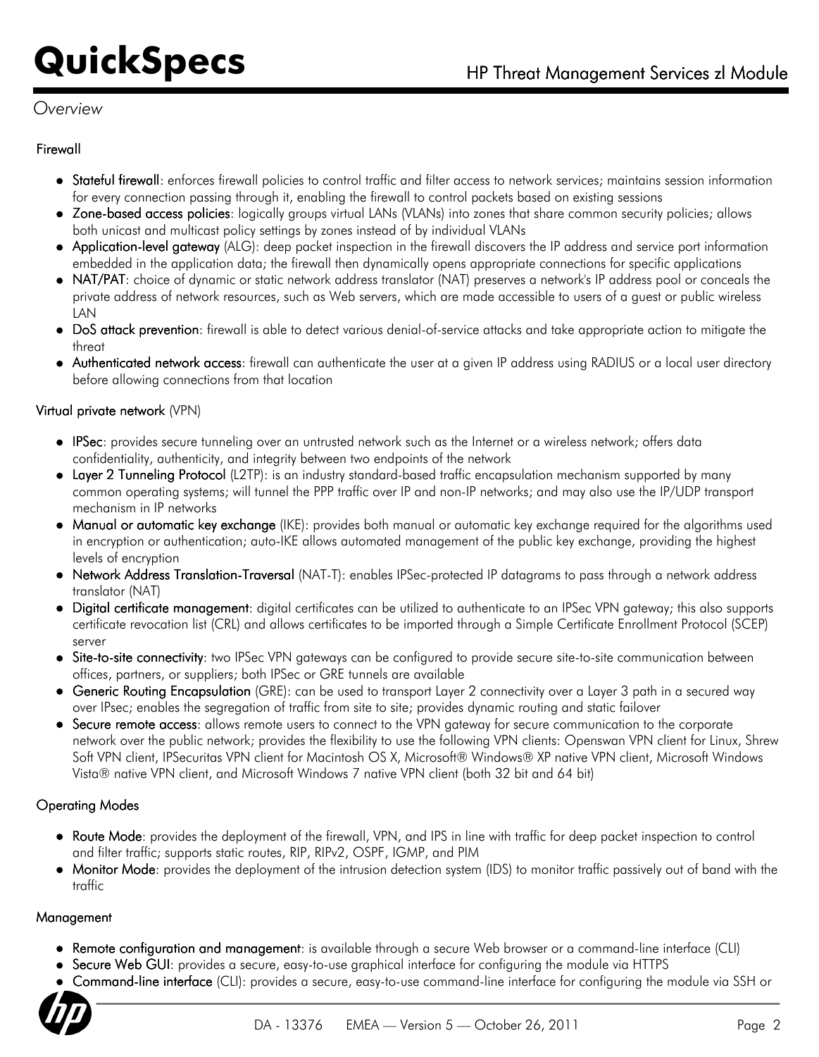*Overview*

### Firewall

- **Stateful firewall**: enforces firewall policies to control traffic and filter access to network services; maintains session information for every connection passing through it, enabling the firewall to control packets based on existing sessions
- **Zone-based access policies**: logically groups virtual LANs (VLANs) into zones that share common security policies; allows both unicast and multicast policy settings by zones instead of by individual VLANs
- **Application-level gateway** (ALG): deep packet inspection in the firewall discovers the IP address and service port information embedded in the application data; the firewall then dynamically opens appropriate connections for specific applications
- **NAT/PAT**: choice of dynamic or static network address translator (NAT) preserves a network's IP address pool or conceals the private address of network resources, such as Web servers, which are made accessible to users of a guest or public wireless LAN
- **DoS attack prevention**: firewall is able to detect various denial-of-service attacks and take appropriate action to mitigate the threat
- **Authenticated network access**: firewall can authenticate the user at a given IP address using RADIUS or a local user directory before allowing connections from that location

### Virtual private network (VPN)

- **IPSec**: provides secure tunneling over an untrusted network such as the Internet or a wireless network; offers data confidentiality, authenticity, and integrity between two endpoints of the network
- **Layer 2 Tunneling Protocol** (L2TP): is an industry standard-based traffic encapsulation mechanism supported by many common operating systems; will tunnel the PPP traffic over IP and non-IP networks; and may also use the IP/UDP transport mechanism in IP networks
- **Manual or automatic key exchange** (IKE): provides both manual or automatic key exchange required for the algorithms used in encryption or authentication; auto-IKE allows automated management of the public key exchange, providing the highest levels of encryption
- **Network Address Translation-Traversal** (NAT-T): enables IPSec-protected IP datagrams to pass through a network address translator (NAT)
- **Digital certificate management**: digital certificates can be utilized to authenticate to an IPSec VPN gateway; this also supports certificate revocation list (CRL) and allows certificates to be imported through a Simple Certificate Enrollment Protocol (SCEP) server
- **Site-to-site connectivity**: two IPSec VPN gateways can be configured to provide secure site-to-site communication between offices, partners, or suppliers; both IPSec or GRE tunnels are available
- **Generic Routing Encapsulation** (GRE): can be used to transport Layer 2 connectivity over a Layer 3 path in a secured way over IPsec; enables the segregation of traffic from site to site; provides dynamic routing and static failover
- **Secure remote access**: allows remote users to connect to the VPN gateway for secure communication to the corporate network over the public network; provides the flexibility to use the following VPN clients: Openswan VPN client for Linux, Shrew Soft VPN client, IPSecuritas VPN client for Macintosh OS X, Microsoft® Windows® XP native VPN client, Microsoft Windows Vista® native VPN client, and Microsoft Windows 7 native VPN client (both 32 bit and 64 bit)

### Operating Modes

- **Route Mode**: provides the deployment of the firewall, VPN, and IPS in line with traffic for deep packet inspection to control and filter traffic; supports static routes, RIP, RIPv2, OSPF, IGMP, and PIM
- **Monitor Mode**: provides the deployment of the intrusion detection system (IDS) to monitor traffic passively out of band with the traffic

### Management

- **Remote configuration and management**: is available through a secure Web browser or a command-line interface (CLI)
- **Secure Web GUI**: provides a secure, easy-to-use graphical interface for configuring the module via HTTPS
- **Command-line interface** (CLI): provides a secure, easy-to-use command-line interface for configuring the module via SSH or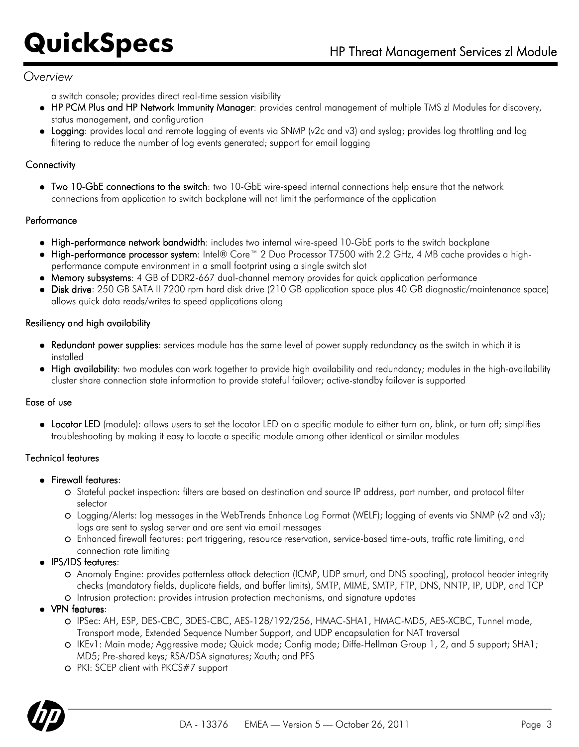*Overview*

a switch console; provides direct real-time session visibility

- **HP PCM Plus and HP Network Immunity Manager**: provides central management of multiple TMS zl Modules for discovery, status management, and configuration
- **Logging**: provides local and remote logging of events via SNMP (v2c and v3) and syslog; provides log throttling and log filtering to reduce the number of log events generated; support for email logging

### Connectivity

- **Two 10-GbE connections to the switch**: two 10-GbE wire-speed internal connections help ensure that the network connections from application to switch backplane will not limit the performance of the application

### Performance

- **High-performance network bandwidth**: includes two internal wire-speed 10-GbE ports to the switch backplane
- **High-performance processor system**: Intel® Core™ 2 Duo Processor T7500 with 2.2 GHz, 4 MB cache provides a high-performance compute environment in a small footprint using a single switch slot
- **Memory subsystems**: 4 GB of DDR2-667 dual-channel memory provides for quick application performance
- **Disk drive**: 250 GB SATA II 7200 rpm hard disk drive (210 GB application space plus 40 GB diagnostic/maintenance space) allows quick data reads/writes to speed applications along

### Resiliency and high availability

- **Redundant power supplies**: services module has the same level of power supply redundancy as the switch in which it is installed
- **High availability**: two modules can work together to provide high availability and redundancy; modules in the high-availability cluster share connection state information to provide stateful failover; active-standby failover is supported

### Ease of use

- **Locator LED** (module): allows users to set the locator LED on a specific module to either turn on, blink, or turn off; simplifies troubleshooting by making it easy to locate a specific module among other identical or similar modules

### Technical features

- **Firewall features**:
  - Stateful packet inspection: filters are based on destination and source IP address, port number, and protocol filter selector
  - Logging/Alerts: log messages in the WebTrends Enhance Log Format (WELF); logging of events via SNMP (v2 and v3); logs are sent to syslog server and are sent via email messages
  - Enhanced firewall features: port triggering, resource reservation, service-based time-outs, traffic rate limiting, and connection rate limiting
- **IPS/IDS features**:
  - Anomaly Engine: provides patternless attack detection (ICMP, UDP smurf, and DNS spoofing), protocol header integrity checks (mandatory fields, duplicate fields, and buffer limits), SMTP, MIME, SMTP, FTP, DNS, NNTP, IP, UDP, and TCP
  - Intrusion protection: provides intrusion protection mechanisms, and signature updates
- **VPN features**:
  - IPSec: AH, ESP, DES-CBC, 3DES-CBC, AES-128/192/256, HMAC-SHA1, HMAC-MD5, AES-XCBC, Tunnel mode, Transport mode, Extended Sequence Number Support, and UDP encapsulation for NAT traversal
  - IKEv1: Main mode; Aggressive mode; Quick mode; Config mode; Diffe-Hellman Group 1, 2, and 5 support; SHA1; MD5; Pre-shared keys; RSA/DSA signatures; Xauth; and PFS
  - PKI: SCEP client with PKCS#7 support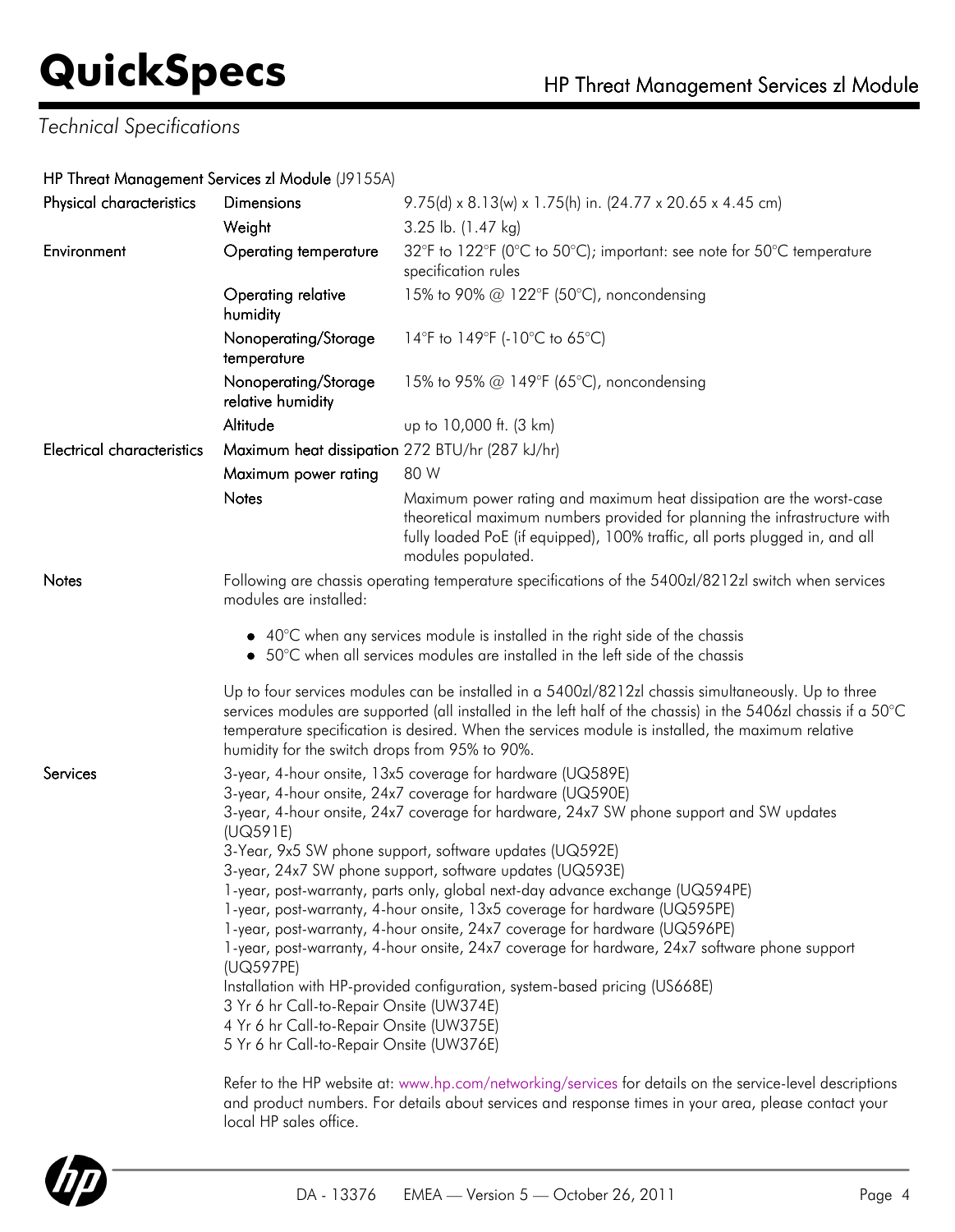## Technical Specifications

### HP Threat Management Services zl Module (J9155A)

| | | |
|---|---|---|
| Physical characteristics | Dimensions | 9.75(d) x 8.13(w) x 1.75(h) in. (24.77 x 20.65 x 4.45 cm) |
| | Weight | 3.25 lb. (1.47 kg) |
| Environment | Operating temperature | 32°F to 122°F (0°C to 50°C); important: see note for 50°C temperature specification rules |
| | Operating relative humidity | 15% to 90% @ 122°F (50°C), noncondensing |
| | Nonoperating/Storage temperature | 14°F to 149°F (-10°C to 65°C) |
| | Nonoperating/Storage relative humidity | 15% to 95% @ 149°F (65°C), noncondensing |
| | Altitude | up to 10,000 ft. (3 km) |
| Electrical characteristics | Maximum heat dissipation | 272 BTU/hr (287 kJ/hr) |
| | Maximum power rating | 80 W |
| | Notes | Maximum power rating and maximum heat dissipation are the worst-case theoretical maximum numbers provided for planning the infrastructure with fully loaded PoE (if equipped), 100% traffic, all ports plugged in, and all modules populated. |

**Notes**

Following are chassis operating temperature specifications of the 5400zl/8212zl switch when services modules are installed:

- 40°C when any services module is installed in the right side of the chassis
- 50°C when all services modules are installed in the left side of the chassis

Up to four services modules can be installed in a 5400zl/8212zl chassis simultaneously. Up to three services modules are supported (all installed in the left half of the chassis) in the 5406zl chassis if a 50°C temperature specification is desired. When the services module is installed, the maximum relative humidity for the switch drops from 95% to 90%.

**Services**

3-year, 4-hour onsite, 13x5 coverage for hardware (UQ589E)
3-year, 4-hour onsite, 24x7 coverage for hardware (UQ590E)
3-year, 4-hour onsite, 24x7 coverage for hardware, 24x7 SW phone support and SW updates (UQ591E)
3-Year, 9x5 SW phone support, software updates (UQ592E)
3-year, 24x7 SW phone support, software updates (UQ593E)
1-year, post-warranty, parts only, global next-day advance exchange (UQ594PE)
1-year, post-warranty, 4-hour onsite, 13x5 coverage for hardware (UQ595PE)
1-year, post-warranty, 4-hour onsite, 24x7 coverage for hardware (UQ596PE)
1-year, post-warranty, 4-hour onsite, 24x7 coverage for hardware, 24x7 software phone support (UQ597PE)
Installation with HP-provided configuration, system-based pricing (US668E)
3 Yr 6 hr Call-to-Repair Onsite (UW374E)
4 Yr 6 hr Call-to-Repair Onsite (UW375E)
5 Yr 6 hr Call-to-Repair Onsite (UW376E)

Refer to the HP website at: www.hp.com/networking/services for details on the service-level descriptions and product numbers. For details about services and response times in your area, please contact your local HP sales office.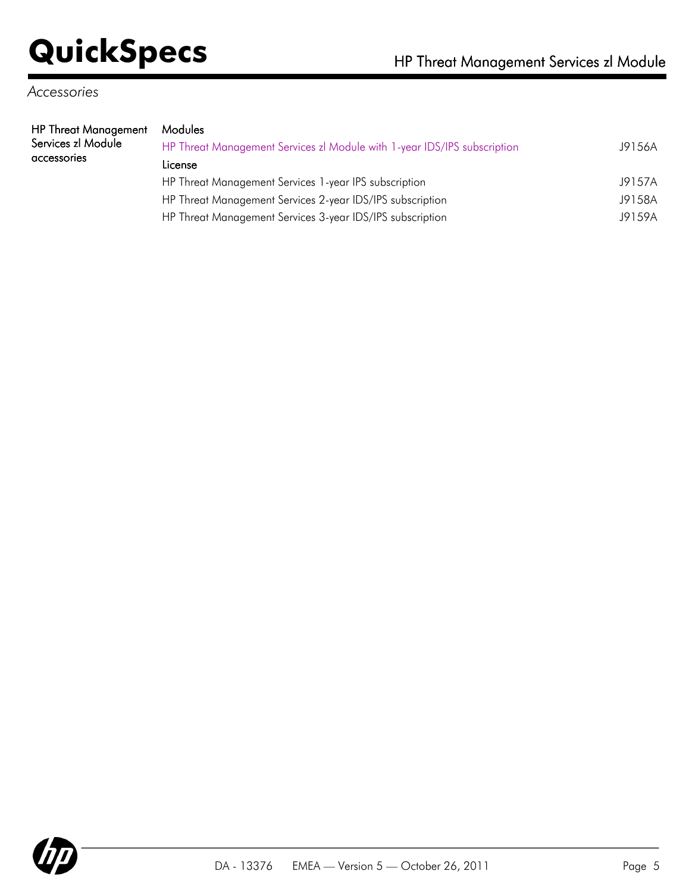## Accessories

| HP Threat Management Services zl Module accessories | | |
|---|---|---|
| | **Modules** | |
| | HP Threat Management Services zl Module with 1-year IDS/IPS subscription | J9156A |
| | **License** | |
| | HP Threat Management Services 1-year IPS subscription | J9157A |
| | HP Threat Management Services 2-year IDS/IPS subscription | J9158A |
| | HP Threat Management Services 3-year IDS/IPS subscription | J9159A |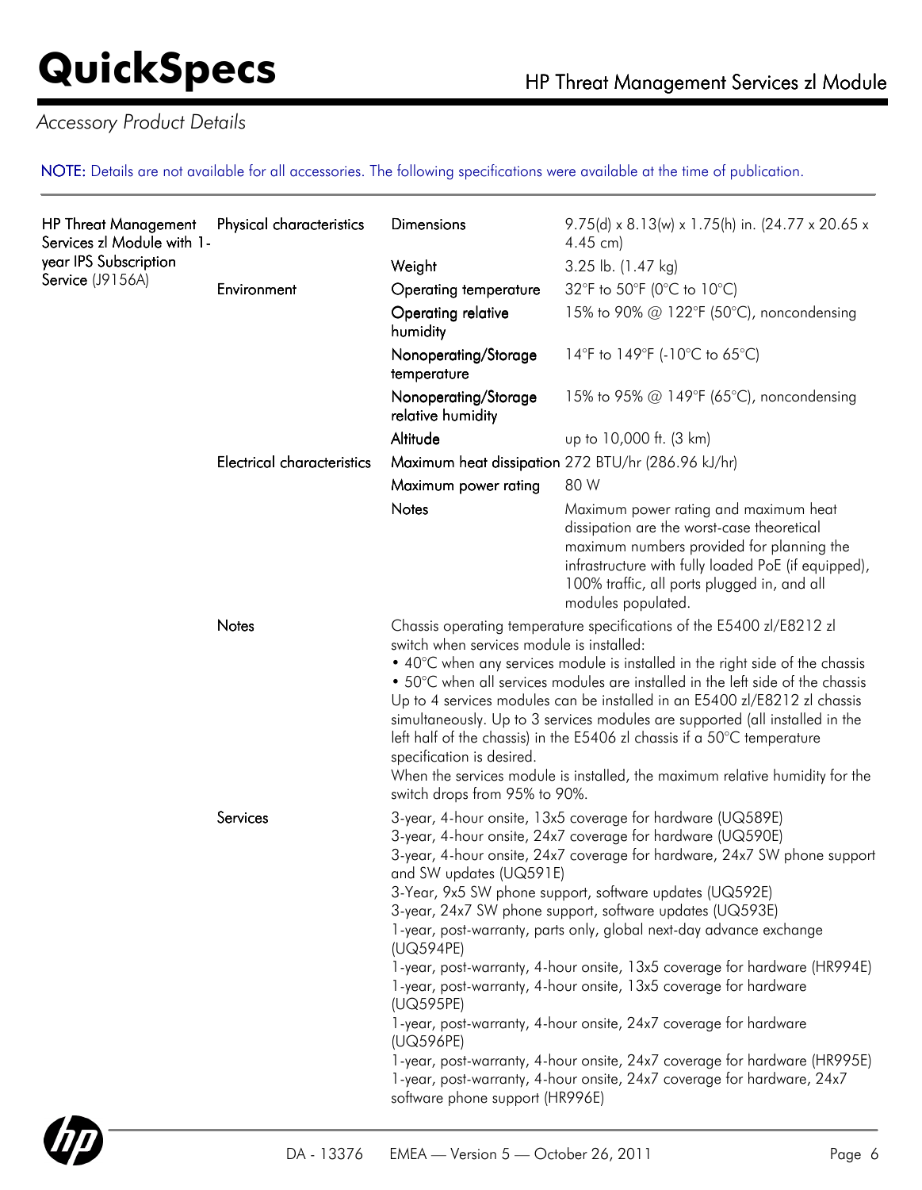## Accessory Product Details

NOTE: Details are not available for all accessories. The following specifications were available at the time of publication.

| Product | Category | Item | Specification |
|---|---|---|---|
| HP Threat Management Services zl Module with 1-year IPS Subscription Service (J9156A) | Physical characteristics | Dimensions | 9.75(d) x 8.13(w) x 1.75(h) in. (24.77 x 20.65 x 4.45 cm) |
| | | Weight | 3.25 lb. (1.47 kg) |
| | Environment | Operating temperature | 32°F to 50°F (0°C to 10°C) |
| | | Operating relative humidity | 15% to 90% @ 122°F (50°C), noncondensing |
| | | Nonoperating/Storage temperature | 14°F to 149°F (-10°C to 65°C) |
| | | Nonoperating/Storage relative humidity | 15% to 95% @ 149°F (65°C), noncondensing |
| | | Altitude | up to 10,000 ft. (3 km) |
| | Electrical characteristics | Maximum heat dissipation | 272 BTU/hr (286.96 kJ/hr) |
| | | Maximum power rating | 80 W |
| | | Notes | Maximum power rating and maximum heat dissipation are the worst-case theoretical maximum numbers provided for planning the infrastructure with fully loaded PoE (if equipped), 100% traffic, all ports plugged in, and all modules populated. |
| | Notes | Chassis operating temperature specifications of the E5400 zl/E8212 zl switch when services module is installed:<br>• 40°C when any services module is installed in the right side of the chassis<br>• 50°C when all services modules are installed in the left side of the chassis<br>Up to 4 services modules can be installed in an E5400 zl/E8212 zl chassis simultaneously. Up to 3 services modules are supported (all installed in the left half of the chassis) in the E5406 zl chassis if a 50°C temperature specification is desired.<br>When the services module is installed, the maximum relative humidity for the switch drops from 95% to 90%. | |
| | Services | 3-year, 4-hour onsite, 13x5 coverage for hardware (UQ589E)<br>3-year, 4-hour onsite, 24x7 coverage for hardware (UQ590E)<br>3-year, 4-hour onsite, 24x7 coverage for hardware, 24x7 SW phone support and SW updates (UQ591E)<br>3-Year, 9x5 SW phone support, software updates (UQ592E)<br>3-year, 24x7 SW phone support, software updates (UQ593E)<br>1-year, post-warranty, parts only, global next-day advance exchange (UQ594PE)<br>1-year, post-warranty, 4-hour onsite, 13x5 coverage for hardware (HR994E)<br>1-year, post-warranty, 4-hour onsite, 13x5 coverage for hardware (UQ595PE)<br>1-year, post-warranty, 4-hour onsite, 24x7 coverage for hardware (UQ596PE)<br>1-year, post-warranty, 4-hour onsite, 24x7 coverage for hardware (HR995E)<br>1-year, post-warranty, 4-hour onsite, 24x7 coverage for hardware, 24x7 software phone support (HR996E) | |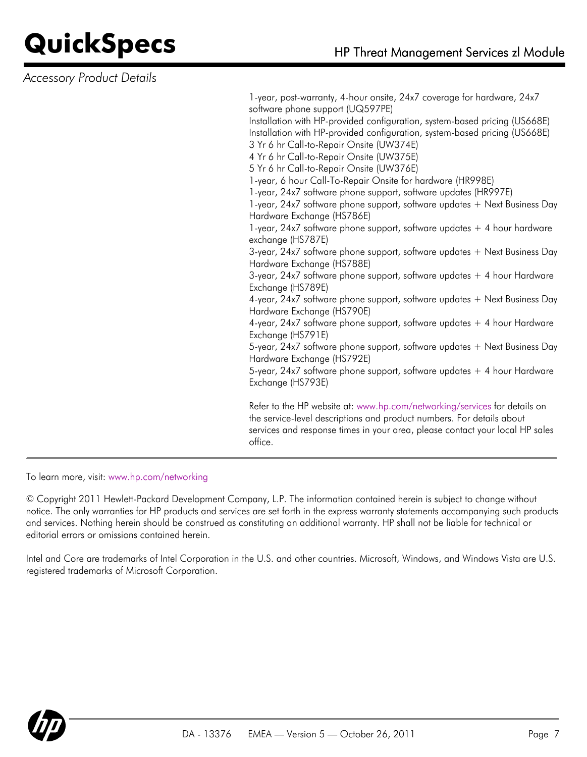*Accessory Product Details*

1-year, post-warranty, 4-hour onsite, 24x7 coverage for hardware, 24x7 software phone support (UQ597PE)
Installation with HP-provided configuration, system-based pricing (US668E)
Installation with HP-provided configuration, system-based pricing (US668E)
3 Yr 6 hr Call-to-Repair Onsite (UW374E)
4 Yr 6 hr Call-to-Repair Onsite (UW375E)
5 Yr 6 hr Call-to-Repair Onsite (UW376E)
1-year, 6 hour Call-To-Repair Onsite for hardware (HR998E)
1-year, 24x7 software phone support, software updates (HR997E)
1-year, 24x7 software phone support, software updates + Next Business Day Hardware Exchange (HS786E)
1-year, 24x7 software phone support, software updates + 4 hour hardware exchange (HS787E)
3-year, 24x7 software phone support, software updates + Next Business Day Hardware Exchange (HS788E)
3-year, 24x7 software phone support, software updates + 4 hour Hardware Exchange (HS789E)
4-year, 24x7 software phone support, software updates + Next Business Day Hardware Exchange (HS790E)
4-year, 24x7 software phone support, software updates + 4 hour Hardware Exchange (HS791E)
5-year, 24x7 software phone support, software updates + Next Business Day Hardware Exchange (HS792E)
5-year, 24x7 software phone support, software updates + 4 hour Hardware Exchange (HS793E)

Refer to the HP website at: www.hp.com/networking/services for details on the service-level descriptions and product numbers. For details about services and response times in your area, please contact your local HP sales office.

---

To learn more, visit: www.hp.com/networking

© Copyright 2011 Hewlett-Packard Development Company, L.P. The information contained herein is subject to change without notice. The only warranties for HP products and services are set forth in the express warranty statements accompanying such products and services. Nothing herein should be construed as constituting an additional warranty. HP shall not be liable for technical or editorial errors or omissions contained herein.

Intel and Core are trademarks of Intel Corporation in the U.S. and other countries. Microsoft, Windows, and Windows Vista are U.S. registered trademarks of Microsoft Corporation.

DA - 13376 EMEA — Version 5 — October 26, 2011